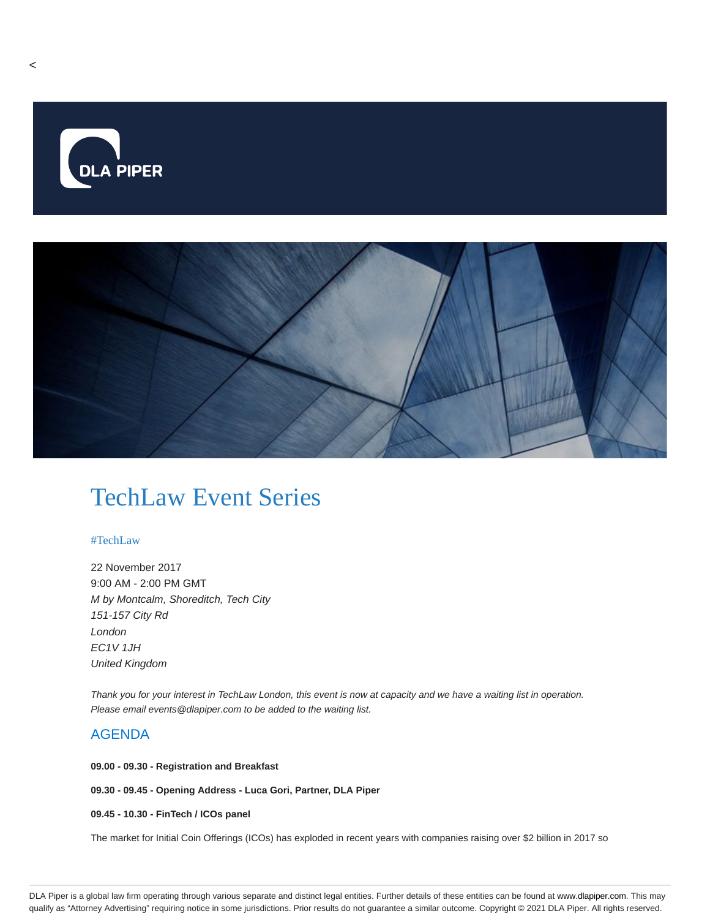<

DLA PIPER

# TechLaw Event Series

#TechLaw

22 November 2017
9:00 AM - 2:00 PM GMT
*M by Montcalm, Shoreditch, Tech City*
*151-157 City Rd*
*London*
*EC1V 1JH*
*United Kingdom*

*Thank you for your interest in TechLaw London, this event is now at capacity and we have a waiting list in operation. Please email events@dlapiper.com to be added to the waiting list.*

## AGENDA

**09.00 - 09.30 - Registration and Breakfast**

**09.30 - 09.45 - Opening Address - Luca Gori, Partner, DLA Piper**

**09.45 - 10.30 - FinTech / ICOs panel**

The market for Initial Coin Offerings (ICOs) has exploded in recent years with companies raising over $2 billion in 2017 so

DLA Piper is a global law firm operating through various separate and distinct legal entities. Further details of these entities can be found at www.dlapiper.com. This may qualify as "Attorney Advertising" requiring notice in some jurisdictions. Prior results do not guarantee a similar outcome. Copyright © 2021 DLA Piper. All rights reserved.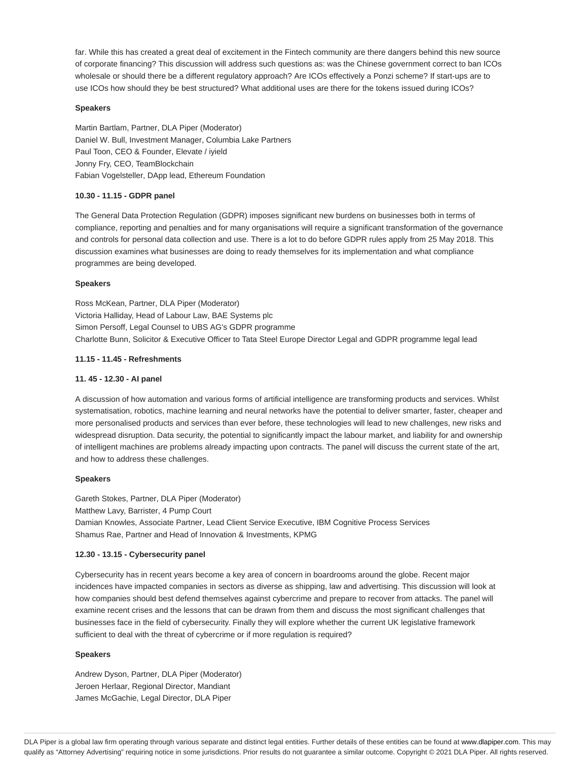far. While this has created a great deal of excitement in the Fintech community are there dangers behind this new source of corporate financing? This discussion will address such questions as: was the Chinese government correct to ban ICOs wholesale or should there be a different regulatory approach? Are ICOs effectively a Ponzi scheme? If start-ups are to use ICOs how should they be best structured? What additional uses are there for the tokens issued during ICOs?

**Speakers**

Martin Bartlam, Partner, DLA Piper (Moderator)
Daniel W. Bull, Investment Manager, Columbia Lake Partners
Paul Toon, CEO & Founder, Elevate / iyield
Jonny Fry, CEO, TeamBlockchain
Fabian Vogelsteller, DApp lead, Ethereum Foundation

**10.30 - 11.15 - GDPR panel**

The General Data Protection Regulation (GDPR) imposes significant new burdens on businesses both in terms of compliance, reporting and penalties and for many organisations will require a significant transformation of the governance and controls for personal data collection and use. There is a lot to do before GDPR rules apply from 25 May 2018. This discussion examines what businesses are doing to ready themselves for its implementation and what compliance programmes are being developed.

**Speakers**

Ross McKean, Partner, DLA Piper (Moderator)
Victoria Halliday, Head of Labour Law, BAE Systems plc
Simon Persoff, Legal Counsel to UBS AG's GDPR programme
Charlotte Bunn, Solicitor & Executive Officer to Tata Steel Europe Director Legal and GDPR programme legal lead

**11.15 - 11.45 - Refreshments**

**11. 45 - 12.30 - AI panel**

A discussion of how automation and various forms of artificial intelligence are transforming products and services. Whilst systematisation, robotics, machine learning and neural networks have the potential to deliver smarter, faster, cheaper and more personalised products and services than ever before, these technologies will lead to new challenges, new risks and widespread disruption. Data security, the potential to significantly impact the labour market, and liability for and ownership of intelligent machines are problems already impacting upon contracts. The panel will discuss the current state of the art, and how to address these challenges.

**Speakers**

Gareth Stokes, Partner, DLA Piper (Moderator)
Matthew Lavy, Barrister, 4 Pump Court
Damian Knowles, Associate Partner, Lead Client Service Executive, IBM Cognitive Process Services
Shamus Rae, Partner and Head of Innovation & Investments, KPMG

**12.30 - 13.15 - Cybersecurity panel**

Cybersecurity has in recent years become a key area of concern in boardrooms around the globe. Recent major incidences have impacted companies in sectors as diverse as shipping, law and advertising. This discussion will look at how companies should best defend themselves against cybercrime and prepare to recover from attacks. The panel will examine recent crises and the lessons that can be drawn from them and discuss the most significant challenges that businesses face in the field of cybersecurity. Finally they will explore whether the current UK legislative framework sufficient to deal with the threat of cybercrime or if more regulation is required?

**Speakers**

Andrew Dyson, Partner, DLA Piper (Moderator)
Jeroen Herlaar, Regional Director, Mandiant
James McGachie, Legal Director, DLA Piper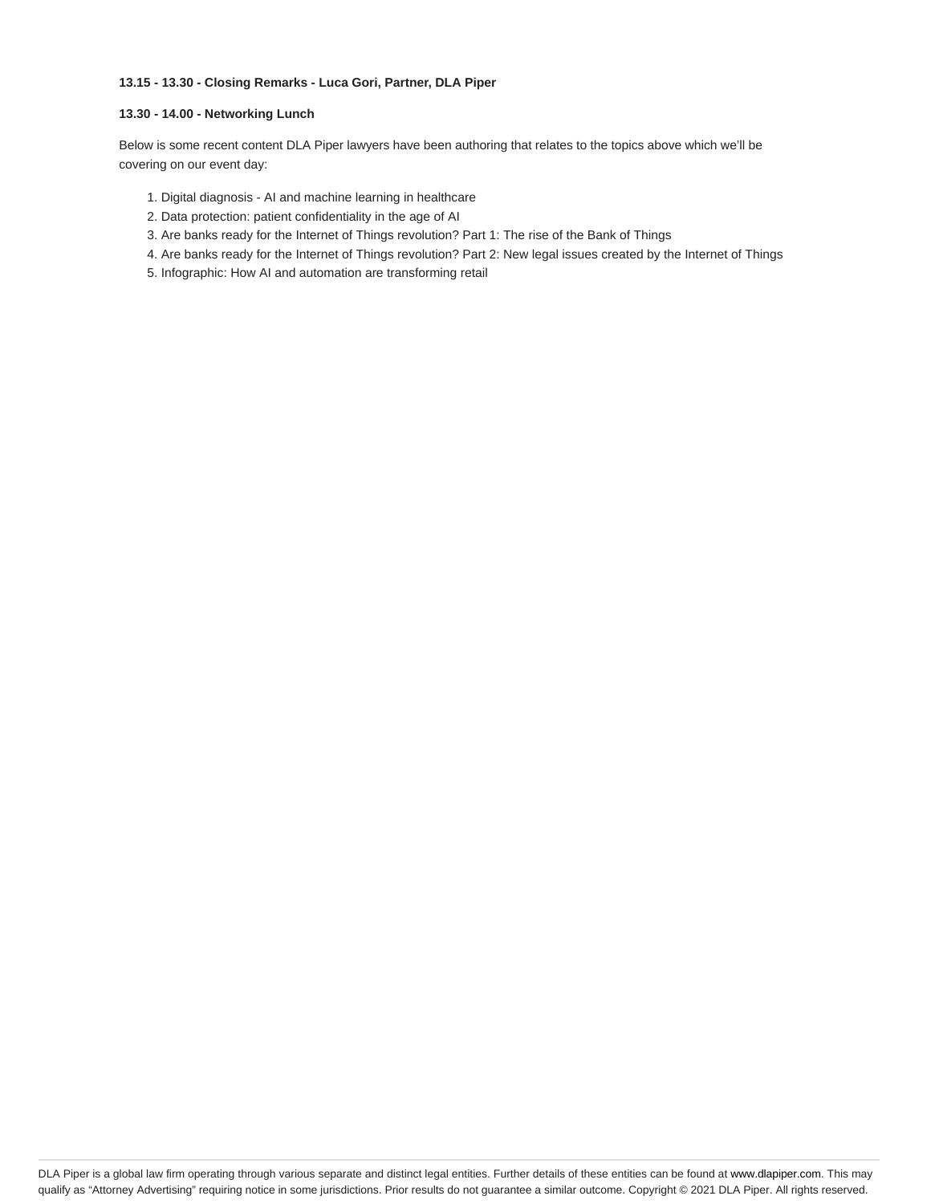**13.15 - 13.30 - Closing Remarks - Luca Gori, Partner, DLA Piper**

**13.30 - 14.00 - Networking Lunch**

Below is some recent content DLA Piper lawyers have been authoring that relates to the topics above which we'll be covering on our event day:

1. Digital diagnosis - AI and machine learning in healthcare
2. Data protection: patient confidentiality in the age of AI
3. Are banks ready for the Internet of Things revolution? Part 1: The rise of the Bank of Things
4. Are banks ready for the Internet of Things revolution? Part 2: New legal issues created by the Internet of Things
5. Infographic: How AI and automation are transforming retail

DLA Piper is a global law firm operating through various separate and distinct legal entities. Further details of these entities can be found at www.dlapiper.com. This may qualify as "Attorney Advertising" requiring notice in some jurisdictions. Prior results do not guarantee a similar outcome. Copyright © 2021 DLA Piper. All rights reserved.